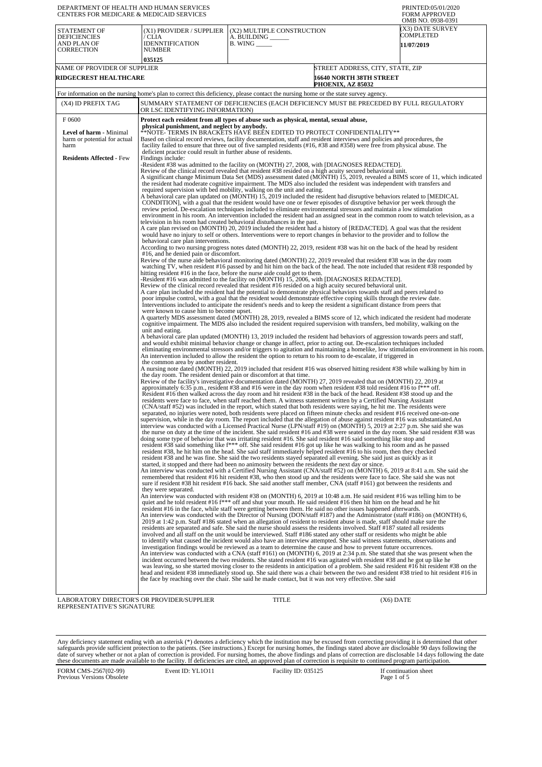DEPARTMENT OF HEALTH AND HUMAN SERVICES
CENTERS FOR MEDICARE & MEDICAID SERVICES

PRINTED:05/01/2020
FORM APPROVED
OMB NO. 0938-0391

| STATEMENT OF DEFICIENCIES AND PLAN OF CORRECTION | (X1) PROVIDER / SUPPLIER / CLIA IDENNTIFICATION NUMBER | (X2) MULTIPLE CONSTRUCTION A. BUILDING ______ B. WING _____ | (X3) DATE SURVEY COMPLETED |
|---|---|---|---|
| | 035125 | | 11/07/2019 |

| NAME OF PROVIDER OF SUPPLIER | STREET ADDRESS, CITY, STATE, ZIP |
|---|---|
| RIDGECREST HEALTHCARE | 16640 NORTH 38TH STREET PHOENIX, AZ 85032 |

For information on the nursing home's plan to correct this deficiency, please contact the nursing home or the state survey agency.

| (X4) ID PREFIX TAG | SUMMARY STATEMENT OF DEFICIENCIES (EACH DEFICIENCY MUST BE PRECEDED BY FULL REGULATORY OR LSC IDENTIFYING INFORMATION) |
|---|---|
| F 0600 **Level of harm** - Minimal harm or potential for actual harm **Residents Affected** - Few | **Protect each resident from all types of abuse such as physical, mental, sexual abuse, physical punishment, and neglect by anybody.** **NOTE- TERMS IN BRACKETS HAVE BEEN EDITED TO PROTECT CONFIDENTIALITY** Based on clinical record reviews, facility documentation, staff and resident interviews and policies and procedures, the facility failed to ensure that three out of five sampled residents (#16, #38 and #358) were free from physical abuse. The deficient practice could result in further abuse of residents. Findings include: -Resident #38 was admitted to the facility on (MONTH) 27, 2008, with [DIAGNOSES REDACTED]. Review of the clinical record revealed that resident #38 resided on a high acuity secured behavioral unit. A significant change Minimum Data Set (MDS) assessment dated (MONTH) 15, 2019, revealed a BIMS score of 11, which indicated the resident had moderate cognitive impairment. The MDS also included the resident was independent with transfers and required supervision with bed mobility, walking on the unit and eating. A behavioral care plan updated on (MONTH) 15, 2019 included the resident had disruptive behaviors related to [MEDICAL CONDITION], with a goal that the resident would have one or fewer episodes of disruptive behavior per week through the review period. De-escalation techniques included to eliminate environmental stressors and maintain a low stimulation environment in his room. An intervention included the resident had an assigned seat in the common room to watch television, as a television in his room had created behavioral disturbances in the past. A care plan revised on (MONTH) 20, 2019 included the resident had a history of [REDACTED]. A goal was that the resident would have no injury to self or others. Interventions were to report changes in behavior to the provider and to follow the behavioral care plan interventions. According to two nursing progress notes dated (MONTH) 22, 2019, resident #38 was hit on the back of the head by resident #16, and he denied pain or discomfort. Review of the nurse aide behavioral monitoring dated (MONTH) 22, 2019 revealed that resident #38 was in the day room watching TV, when resident #16 passed by and hit him on the back of the head. The note included that resident #38 responded by hitting resident #16 in the face, before the nurse aide could get to them. -Resident #16 was admitted to the facility on (MONTH) 15, 2006, with [DIAGNOSES REDACTED]. Review of the clinical record revealed that resident #16 resided on a high acuity secured behavioral unit. A care plan included the resident had the potential to demonstrate physical behaviors towards staff and peers related to poor impulse control, with a goal that the resident would demonstrate effective coping skills through the review date. Interventions included to anticipate the resident's needs and to keep the resident a significant distance from peers that were known to cause him to become upset. A quarterly MDS assessment dated (MONTH) 28, 2019, revealed a BIMS score of 12, which indicated the resident had moderate cognitive impairment. The MDS also included the resident required supervision with transfers, bed mobility, walking on the unit and eating. A behavioral care plan updated (MONTH) 13, 2019 included the resident had behaviors of aggression towards peers and staff, and would exhibit minimal behavior change or change in affect, prior to acting out. De-escalation techniques included eliminating environmental stressors and/or triggers to agitation and maintaining a homelike, low stimulation environment in his room. An intervention included to allow the resident the option to return to his room to de-escalate, if triggered in the common area by another resident. A nursing note dated (MONTH) 22, 2019 included that resident #16 was observed hitting resident #38 while walking by him in the day room. The resident denied pain or discomfort at that time. Review of the facility's investigative documentation dated (MONTH) 27, 2019 revealed that on (MONTH) 22, 2019 at approximately 6:35 p.m., resident #38 and #16 were in the day room when resident #38 told resident #16 to f*** off. Resident #16 then walked across the day room and hit resident #38 in the back of the head. Resident #38 stood up and the residents were face to face, when staff reached them. A witness statement written by a Certified Nursing Assistant (CNA/staff #52) was included in the report, which stated that both residents were saying, he hit me. The residents were separated, no injuries were noted, both residents were placed on fifteen minute checks and resident #16 received one-on-one supervision, while in the day room. The report included that the allegation of abuse against resident #16 was substantiated.An interview was conducted with a Licensed Practical Nurse (LPN/staff #19) on (MONTH) 5, 2019 at 2:27 p.m. She said she was the nurse on duty at the time of the incident. She said resident #16 and #38 were seated in the day room. She said resident #38 was doing some type of behavior that was irritating resident #16. She said resident #16 said something like stop and resident #38 said something like f*** off. She said resident #16 got up like he was walking to his room and as he passed resident #38, he hit him on the head. She said staff immediately helped resident #16 to his room, then they checked resident #38 and he was fine. She said the two residents stayed separated all evening. She said just as quickly as it started, it stopped and there had been no animosity between the residents the next day or since. An interview was conducted with a Certified Nursing Assistant (CNA/staff #52) on (MONTH) 6, 2019 at 8:41 a.m. She said she remembered that resident #16 hit resident #38, who then stood up and the residents were face to face. She said she was not sure if resident #38 hit resident #16 back. She said another staff member, CNA (staff #161) got between the residents and they were separated. An interview was conducted with resident #38 on (MONTH) 6, 2019 at 10:48 a.m. He said resident #16 was telling him to be quiet and he told resident #16 f*** off and shut your mouth. He said resident #16 then hit him on the head and he hit resident #16 in the face, while staff were getting between them. He said no other issues happened afterwards. An interview was conducted with the Director of Nursing (DON/staff #187) and the Administrator (staff #186) on (MONTH) 6, 2019 at 1:42 p.m. Staff #186 stated when an allegation of resident to resident abuse is made, staff should make sure the residents are separated and safe. She said the nurse should assess the residents involved. Staff #187 stated all residents involved and all staff on the unit would be interviewed. Staff #186 stated any other staff or residents who might be able to identify what caused the incident would also have an interview attempted. She said witness statements, observations and investigation findings would be reviewed as a team to determine the cause and how to prevent future occurrences. An interview was conducted with a CNA (staff #161) on (MONTH) 6, 2019 at 2:34 p.m. She stated that she was present when the incident occurred between the two residents. She stated resident #16 was agitated with resident #38 and he got up like he was leaving, so she started moving closer to the residents in anticipation of a problem. She said resident #16 hit resident #38 on the head and resident #38 immediately stood up. She said there was a chair between the two and resident #38 tried to hit resident #16 in the face by reaching over the chair. She said he made contact, but it was not very effective. She said |

LABORATORY DIRECTOR'S OR PROVIDER/SUPPLIER REPRESENTATIVE'S SIGNATURE | TITLE | (X6) DATE

Any deficiency statement ending with an asterisk (*) denotes a deficiency which the institution may be excused from correcting providing it is determined that other safeguards provide sufficient protection to the patients. (See instructions.) Except for nursing homes, the findings stated above are disclosable 90 days following the date of survey whether or not a plan of correction is provided. For nursing homes, the above findings and plans of correction are disclosable 14 days following the date these documents are made available to the facility. If deficiencies are cited, an approved plan of correction is requisite to continued program participation.

FORM CMS-2567(02-99) Previous Versions Obsolete | Event ID: YL1O11 | Facility ID: 035125 | If continuation sheet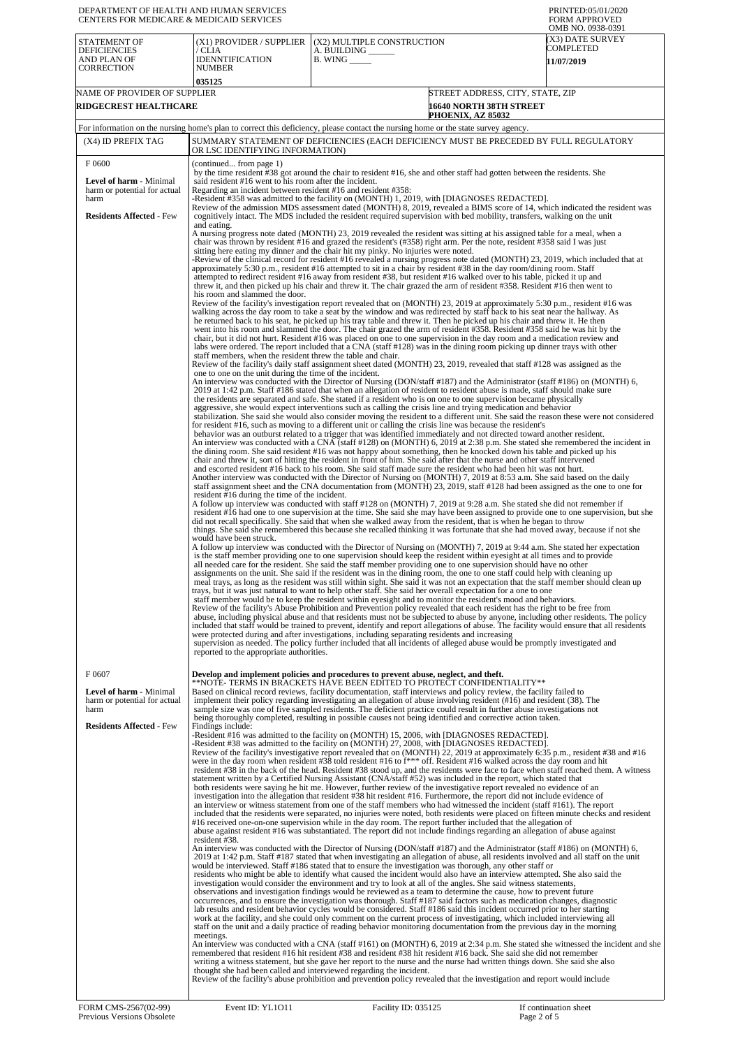DEPARTMENT OF HEALTH AND HUMAN SERVICES
CENTERS FOR MEDICARE & MEDICAID SERVICES

PRINTED:05/01/2020
FORM APPROVED
OMB NO. 0938-0391

| STATEMENT OF DEFICIENCIES AND PLAN OF CORRECTION | (X1) PROVIDER / SUPPLIER / CLIA IDENNTIFICATION NUMBER | (X2) MULTIPLE CONSTRUCTION A. BUILDING ______ B. WING _____ | (X3) DATE SURVEY COMPLETED |
|---|---|---|---|
| | 035125 | | 11/07/2019 |

| NAME OF PROVIDER OF SUPPLIER | STREET ADDRESS, CITY, STATE, ZIP |
|---|---|
| RIDGECREST HEALTHCARE | 16640 NORTH 38TH STREET PHOENIX, AZ 85032 |

For information on the nursing home's plan to correct this deficiency, please contact the nursing home or the state survey agency.

| (X4) ID PREFIX TAG | SUMMARY STATEMENT OF DEFICIENCIES (EACH DEFICIENCY MUST BE PRECEDED BY FULL REGULATORY OR LSC IDENTIFYING INFORMATION) |
|---|---|
| F 0600<br><br>**Level of harm -** Minimal harm or potential for actual harm<br><br>**Residents Affected -** Few | (continued... from page 1)<br>by the time resident #38 got around the chair to resident #16, she and other staff had gotten between the residents. She said resident #16 went to his room after the incident.<br>Regarding an incident between resident #16 and resident #358:<br>-Resident #358 was admitted to the facility on (MONTH) 1, 2019, with [DIAGNOSES REDACTED].<br>Review of the admission MDS assessment dated (MONTH) 8, 2019, revealed a BIMS score of 14, which indicated the resident was cognitively intact. The MDS included the resident required supervision with bed mobility, transfers, walking on the unit and eating.<br>A nursing progress note dated (MONTH) 23, 2019 revealed the resident was sitting at his assigned table for a meal, when a chair was thrown by resident #16 and grazed the resident's (#358) right arm. Per the note, resident #358 said I was just sitting here eating my dinner and the chair hit my pinky. No injuries were noted.<br>-Review of the clinical record for resident #16 revealed a nursing progress note dated (MONTH) 23, 2019, which included that at approximately 5:30 p.m., resident #16 attempted to sit in a chair by resident #38 in the day room/dining room. Staff attempted to redirect resident #16 away from resident #38, but resident #16 walked over to his table, picked it up and threw it, and then picked up his chair and threw it. The chair grazed the arm of resident #358. Resident #16 then went to his room and slammed the door.<br>Review of the facility's investigation report revealed that on (MONTH) 23, 2019 at approximately 5:30 p.m., resident #16 was walking across the day room to take a seat by the window and was redirected by staff back to his seat near the hallway. As he returned back to his seat, he picked up his tray table and threw it. Then he picked up his chair and threw it. He then went into his room and slammed the door. The chair grazed the arm of resident #358. Resident #358 said he was hit by the chair, but it did not hurt. Resident #16 was placed on one to one supervision in the day room and a medication review and labs were ordered. The report included that a CNA (staff #128) was in the dining room picking up dinner trays with other staff members, when the resident threw the table and chair.<br>Review of the facility's daily staff assignment sheet dated (MONTH) 23, 2019, revealed that staff #128 was assigned as the one to one on the unit during the time of the incident.<br>An interview was conducted with the Director of Nursing (DON/staff #187) and the Administrator (staff #186) on (MONTH) 6, 2019 at 1:42 p.m. Staff #186 stated that when an allegation of resident to resident abuse is made, staff should make sure the residents are separated and safe. She stated if a resident who is on one to one supervision became physically aggressive, she would expect interventions such as calling the crisis line and trying medication and behavior stabilization. She said she would also consider moving the resident to a different unit. She said the reason these were not considered for resident #16, such as moving to a different unit or calling the crisis line was because the resident's behavior was an outburst related to a trigger that was identified immediately and not directed toward another resident.<br>An interview was conducted with a CNA (staff #128) on (MONTH) 6, 2019 at 2:38 p.m. She stated she remembered the incident in the dining room. She said resident #16 was not happy about something, then he knocked down his table and picked up his chair and threw it, sort of hitting the resident in front of him. She said after that the nurse and other staff intervened and escorted resident #16 back to his room. She said staff made sure the resident who had been hit was not hurt.<br>Another interview was conducted with the Director of Nursing on (MONTH) 7, 2019 at 8:53 a.m. She said based on the daily staff assignment sheet and the CNA documentation from (MONTH) 23, 2019, staff #128 had been assigned as the one to one for resident #16 during the time of the incident.<br>A follow up interview was conducted with staff #128 on (MONTH) 7, 2019 at 9:28 a.m. She stated she did not remember if resident #16 had one to one supervision at the time. She said she may have been assigned to provide one to one supervision, but she did not recall specifically. She said that when she walked away from the resident, that is when he began to throw things. She said she remembered this because she recalled thinking it was fortunate that she had moved away, because if not she would have been struck.<br>A follow up interview was conducted with the Director of Nursing on (MONTH) 7, 2019 at 9:44 a.m. She stated her expectation is the staff member providing one to one supervision should keep the resident within eyesight at all times and to provide all needed care for the resident. She said the staff member providing one to one supervision should have no other assignments on the unit. She said if the resident was in the dining room, the one to one staff could help with cleaning up meal trays, as long as the resident was still within sight. She said it was not an expectation that the staff member should clean up trays, but it was just natural to want to help other staff. She said her overall expectation for a one to one staff member would be to keep the resident within eyesight and to monitor the resident's mood and behaviors.<br>Review of the facility's Abuse Prohibition and Prevention policy revealed that each resident has the right to be free from abuse, including physical abuse and that residents must not be subjected to abuse by anyone, including other residents. The policy included that staff would be trained to prevent, identify and report allegations of abuse. The facility would ensure that all residents were protected during and after investigations, including separating residents and increasing supervision as needed. The policy further included that all incidents of alleged abuse would be promptly investigated and reported to the appropriate authorities. |
| F 0607<br><br>**Level of harm -** Minimal harm or potential for actual harm<br><br>**Residents Affected -** Few | **Develop and implement policies and procedures to prevent abuse, neglect, and theft.**<br>**NOTE- TERMS IN BRACKETS HAVE BEEN EDITED TO PROTECT CONFIDENTIALITY**<br>Based on clinical record reviews, facility documentation, staff interviews and policy review, the facility failed to implement their policy regarding investigating an allegation of abuse involving resident (#16) and resident (38). The sample size was one of five sampled residents. The deficient practice could result in further abuse investigations not being thoroughly completed, resulting in possible causes not being identified and corrective action taken.<br>Findings include:<br>-Resident #16 was admitted to the facility on (MONTH) 15, 2006, with [DIAGNOSES REDACTED].<br>-Resident #38 was admitted to the facility on (MONTH) 27, 2008, with [DIAGNOSES REDACTED].<br>Review of the facility's investigative report revealed that on (MONTH) 22, 2019 at approximately 6:35 p.m., resident #38 and #16 were in the day room when resident #38 told resident #16 to f*** off. Resident #16 walked across the day room and hit resident #38 in the back of the head. Resident #38 stood up, and the residents were face to face when staff reached them. A witness statement written by a Certified Nursing Assistant (CNA/staff #52) was included in the report, which stated that both residents were saying he hit me. However, further review of the investigative report revealed no evidence of an investigation into the allegation that resident #38 hit resident #16. Furthermore, the report did not include evidence of an interview or witness statement from one of the staff members who had witnessed the incident (staff #161). The report included that the residents were separated, no injuries were noted, both residents were placed on fifteen minute checks and resident #16 received one-on-one supervision while in the day room. The report further included that the allegation of abuse against resident #16 was substantiated. The report did not include findings regarding an allegation of abuse against resident #38.<br>An interview was conducted with the Director of Nursing (DON/staff #187) and the Administrator (staff #186) on (MONTH) 6, 2019 at 1:42 p.m. Staff #187 stated that when investigating an allegation of abuse, all residents involved and all staff on the unit would be interviewed. Staff #186 stated that to ensure the investigation was thorough, any other staff or residents who might be able to identify what caused the incident would also have an interview attempted. She also said the investigation would consider the environment and try to look at all of the angles. She said witness statements, observations and investigation findings would be reviewed as a team to determine the cause, how to prevent future occurrences, and to ensure the investigation was thorough. Staff #187 said factors such as medication changes, diagnostic lab results and resident behavior cycles would be considered. Staff #186 said this incident occurred prior to her starting work at the facility, and she could only comment on the current process of investigating, which included interviewing all staff on the unit and a daily practice of reading behavior monitoring documentation from the previous day in the morning meetings.<br>An interview was conducted with a CNA (staff #161) on (MONTH) 6, 2019 at 2:34 p.m. She stated she witnessed the incident and she remembered that resident #16 hit resident #38 and resident #38 hit resident #16 back. She said she did not remember writing a witness statement, but she gave her report to the nurse and the nurse had written things down. She said she also thought she had been called and interviewed regarding the incident.<br>Review of the facility's abuse prohibition and prevention policy revealed that the investigation and report would include |

FORM CMS-2567(02-99) Previous Versions Obsolete | Event ID: YL1O11 | Facility ID: 035125 | If continuation sheet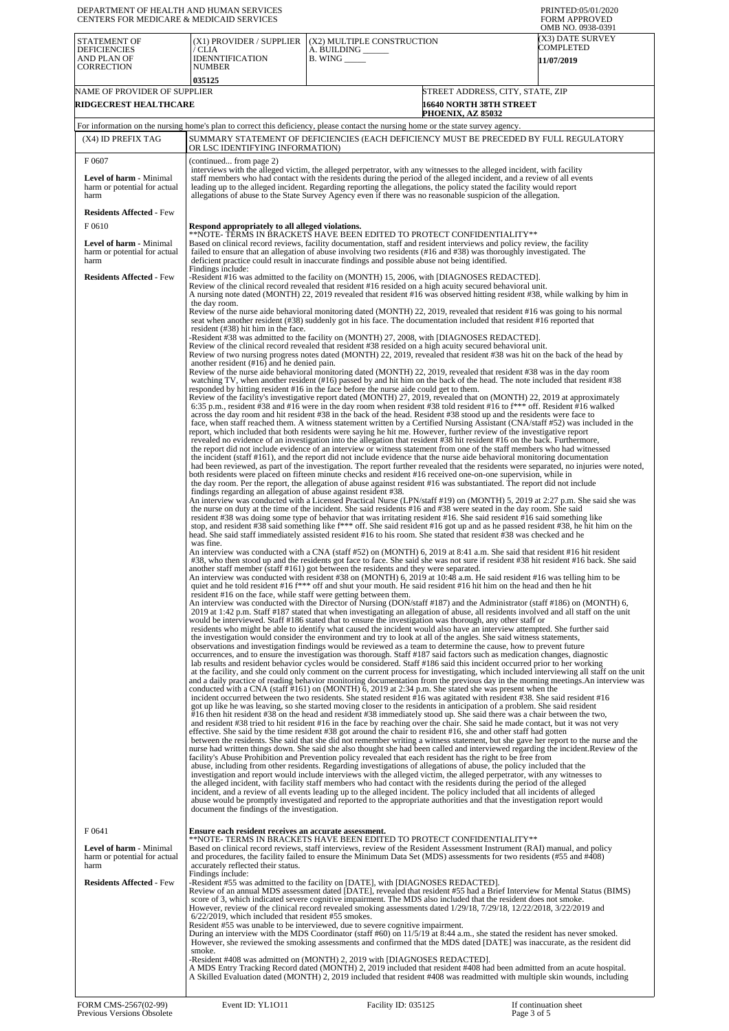DEPARTMENT OF HEALTH AND HUMAN SERVICES
CENTERS FOR MEDICARE & MEDICAID SERVICES

PRINTED:05/01/2020
FORM APPROVED
OMB NO. 0938-0391

| STATEMENT OF DEFICIENCIES AND PLAN OF CORRECTION | (X1) PROVIDER / SUPPLIER / CLIA IDENNTIFICATION NUMBER | (X2) MULTIPLE CONSTRUCTION A. BUILDING ______ B. WING _____ | (X3) DATE SURVEY COMPLETED |
|---|---|---|---|
| | 035125 | | 11/07/2019 |

| NAME OF PROVIDER OF SUPPLIER | STREET ADDRESS, CITY, STATE, ZIP |
|---|---|
| RIDGECREST HEALTHCARE | 16640 NORTH 38TH STREET PHOENIX, AZ 85032 |

For information on the nursing home's plan to correct this deficiency, please contact the nursing home or the state survey agency.

| (X4) ID PREFIX TAG | SUMMARY STATEMENT OF DEFICIENCIES (EACH DEFICIENCY MUST BE PRECEDED BY FULL REGULATORY OR LSC IDENTIFYING INFORMATION) |
|---|---|
| F 0607 **Level of harm** - Minimal harm or potential for actual harm **Residents Affected** - Few | (continued... from page 2) interviews with the alleged victim, the alleged perpetrator, with any witnesses to the alleged incident, with facility staff members who had contact with the residents during the period of the alleged incident, and a review of all events leading up to the alleged incident. Regarding reporting the allegations, the policy stated the facility would report allegations of abuse to the State Survey Agency even if there was no reasonable suspicion of the allegation. |
| F 0610 **Level of harm** - Minimal harm or potential for actual harm **Residents Affected** - Few | **Respond appropriately to all alleged violations.** **NOTE- TERMS IN BRACKETS HAVE BEEN EDITED TO PROTECT CONFIDENTIALITY** Based on clinical record reviews, facility documentation, staff and resident interviews and policy review, the facility failed to ensure that an allegation of abuse involving two residents (#16 and #38) was thoroughly investigated. The deficient practice could result in inaccurate findings and possible abuse not being identified. Findings include: -Resident #16 was admitted to the facility on (MONTH) 15, 2006, with [DIAGNOSES REDACTED]. Review of the clinical record revealed that resident #16 resided on a high acuity secured behavioral unit. A nursing note dated (MONTH) 22, 2019 revealed that resident #16 was observed hitting resident #38, while walking by him in the day room. Review of the nurse aide behavioral monitoring dated (MONTH) 22, 2019, revealed that resident #16 was going to his normal seat when another resident (#38) suddenly got in his face. The documentation included that resident #16 reported that resident (#38) hit him in the face. -Resident #38 was admitted to the facility on (MONTH) 27, 2008, with [DIAGNOSES REDACTED]. Review of the clinical record revealed that resident #38 resided on a high acuity secured behavioral unit. Review of two nursing progress notes dated (MONTH) 22, 2019, revealed that resident #38 was hit on the back of the head by another resident (#16) and he denied pain. Review of the nurse aide behavioral monitoring dated (MONTH) 22, 2019, revealed that resident #38 was in the day room watching TV, when another resident (#16) passed by and hit him on the back of the head. The note included that resident #38 responded by hitting resident #16 in the face before the nurse aide could get to them. Review of the facility's investigative report dated (MONTH) 27, 2019, revealed that on (MONTH) 22, 2019 at approximately 6:35 p.m., resident #38 and #16 were in the day room when resident #38 told resident #16 to f*** off. Resident #16 walked across the day room and hit resident #38 in the back of the head. Resident #38 stood up and the residents were face to face, when staff reached them. A witness statement written by a Certified Nursing Assistant (CNA/staff #52) was included in the report, which included that both residents were saying he hit me. However, further review of the investigative report revealed no evidence of an investigation into the allegation that resident #38 hit resident #16 on the back. Furthermore, the report did not include evidence of an interview or witness statement from one of the staff members who had witnessed the incident (staff #161), and the report did not include evidence that the nurse aide behavioral monitoring documentation had been reviewed, as part of the investigation. The report further revealed that the residents were separated, no injuries were noted, both residents were placed on fifteen minute checks and resident #16 received one-on-one supervision, while in the day room. Per the report, the allegation of abuse against resident #16 was substantiated. The report did not include findings regarding an allegation of abuse against resident #38. An interview was conducted with a Licensed Practical Nurse (LPN/staff #19) on (MONTH) 5, 2019 at 2:27 p.m. She said she was the nurse on duty at the time of the incident. She said residents #16 and #38 were seated in the day room. She said resident #38 was doing some type of behavior that was irritating resident #16. She said resident #16 said something like stop, and resident #38 said something like f*** off. She said resident #16 got up and as he passed resident #38, he hit him on the head. She said staff immediately assisted resident #16 to his room. She stated that resident #38 was checked and he was fine. An interview was conducted with a CNA (staff #52) on (MONTH) 6, 2019 at 8:41 a.m. She said that resident #16 hit resident #38, who then stood up and the residents got face to face. She said she was not sure if resident #38 hit resident #16 back. She said another staff member (staff #161) got between the residents and they were separated. An interview was conducted with resident #38 on (MONTH) 6, 2019 at 10:48 a.m. He said resident #16 was telling him to be quiet and he told resident #16 f*** off and shut your mouth. He said resident #16 hit him on the head and then he hit resident #16 on the face, while staff were getting between them. An interview was conducted with the Director of Nursing (DON/staff #187) and the Administrator (staff #186) on (MONTH) 6, 2019 at 1:42 p.m. Staff #187 stated that when investigating an allegation of abuse, all residents involved and all staff on the unit would be interviewed. Staff #186 stated that to ensure the investigation was thorough, any other staff or residents who might be able to identify what caused the incident would also have an interview attempted. She further said the investigation would consider the environment and try to look at all of the angles. She said witness statements, observations and investigation findings would be reviewed as a team to determine the cause, how to prevent future occurrences, and to ensure the investigation was thorough. Staff #187 said factors such as medication changes, diagnostic lab results and resident behavior cycles would be considered. Staff #186 said this incident occurred prior to her working at the facility, and she could only comment on the current process for investigating, which included interviewing all staff on the unit and a daily practice of reading behavior monitoring documentation from the previous day in the morning meetings.An interview was conducted with a CNA (staff #161) on (MONTH) 6, 2019 at 2:34 p.m. She stated she was present when the incident occurred between the two residents. She stated resident #16 was agitated with resident #38. She said resident #16 got up like he was leaving, so she started moving closer to the residents in anticipation of a problem. She said resident #16 then hit resident #38 on the head and resident #38 immediately stood up. She said there was a chair between the two, and resident #38 tried to hit resident #16 in the face by reaching over the chair. She said he made contact, but it was not very effective. She said by the time resident #38 got around the chair to resident #16, she and other staff had gotten between the residents. She said that she did not remember writing a witness statement, but she gave her report to the nurse and the nurse had written things down. She said she also thought she had been called and interviewed regarding the incident.Review of the facility's Abuse Prohibition and Prevention policy revealed that each resident has the right to be free from abuse, including from other residents. Regarding investigations of allegations of abuse, the policy included that the investigation and report would include interviews with the alleged victim, the alleged perpetrator, with any witnesses to the alleged incident, with facility staff members who had contact with the residents during the period of the alleged incident, and a review of all events leading up to the alleged incident. The policy included that all incidents of alleged abuse would be promptly investigated and reported to the appropriate authorities and that the investigation report would document the findings of the investigation. |
| F 0641 **Level of harm** - Minimal harm or potential for actual harm **Residents Affected** - Few | **Ensure each resident receives an accurate assessment.** **NOTE- TERMS IN BRACKETS HAVE BEEN EDITED TO PROTECT CONFIDENTIALITY** Based on clinical record reviews, staff interviews, review of the Resident Assessment Instrument (RAI) manual, and policy and procedures, the facility failed to ensure the Minimum Data Set (MDS) assessments for two residents (#55 and #408) accurately reflected their status. Findings include: -Resident #55 was admitted to the facility on [DATE], with [DIAGNOSES REDACTED]. Review of an annual MDS assessment dated [DATE], revealed that resident #55 had a Brief Interview for Mental Status (BIMS) score of 3, which indicated severe cognitive impairment. The MDS also included that the resident does not smoke. However, review of the clinical record revealed smoking assessments dated 1/29/18, 7/29/18, 12/22/2018, 3/22/2019 and 6/22/2019, which included that resident #55 smokes. Resident #55 was unable to be interviewed, due to severe cognitive impairment. During an interview with the MDS Coordinator (staff #60) on 11/5/19 at 8:44 a.m., she stated the resident has never smoked. However, she reviewed the smoking assessments and confirmed that the MDS dated [DATE] was inaccurate, as the resident did smoke. -Resident #408 was admitted on (MONTH) 2, 2019 with [DIAGNOSES REDACTED]. A MDS Entry Tracking Record dated (MONTH) 2, 2019 included that resident #408 had been admitted from an acute hospital. A Skilled Evaluation dated (MONTH) 2, 2019 included that resident #408 was readmitted with multiple skin wounds, including |

FORM CMS-2567(02-99) Previous Versions Obsolete | Event ID: YL1O11 | Facility ID: 035125 | If continuation sheet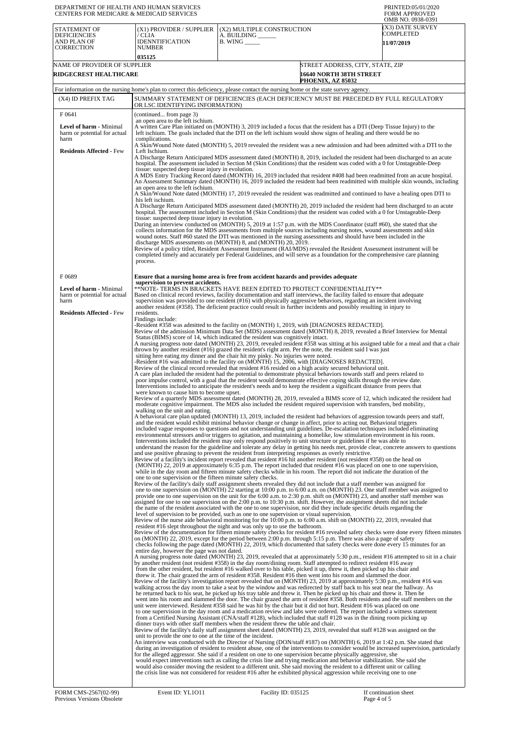DEPARTMENT OF HEALTH AND HUMAN SERVICES
CENTERS FOR MEDICARE & MEDICAID SERVICES

PRINTED:05/01/2020
FORM APPROVED
OMB NO. 0938-0391

| STATEMENT OF DEFICIENCIES AND PLAN OF CORRECTION | (X1) PROVIDER / SUPPLIER / CLIA IDENNTIFICATION NUMBER | (X2) MULTIPLE CONSTRUCTION A. BUILDING ______ B. WING _____ | (X3) DATE SURVEY COMPLETED |
|---|---|---|---|
| | 035125 | | 11/07/2019 |

| NAME OF PROVIDER OF SUPPLIER | STREET ADDRESS, CITY, STATE, ZIP |
|---|---|
| RIDGECREST HEALTHCARE | 16640 NORTH 38TH STREET PHOENIX, AZ 85032 |

For information on the nursing home's plan to correct this deficiency, please contact the nursing home or the state survey agency.

| (X4) ID PREFIX TAG | SUMMARY STATEMENT OF DEFICIENCIES (EACH DEFICIENCY MUST BE PRECEDED BY FULL REGULATORY OR LSC IDENTIFYING INFORMATION) |
|---|---|
| F 0641<br><br>**Level of harm** - Minimal harm or potential for actual harm<br><br>**Residents Affected** - Few | (continued... from page 3)<br>an open area to the left ischium.<br>A written Care Plan initiated on (MONTH) 3, 2019 included a focus that the resident has a DTI (Deep Tissue Injury) to the left ischium. The goals included that the DTI on the left ischium would show signs of healing and there would be no complications.<br>A Skin/Wound Note dated (MONTH) 5, 2019 revealed the resident was a new admission and had been admitted with a DTI to the Left Ischium.<br>A Discharge Return Anticipated MDS assessment dated (MONTH) 8, 2019, included the resident had been discharged to an acute hospital. The assessment included in Section M (Skin Conditions) that the resident was coded with a 0 for Unstageable-Deep tissue: suspected deep tissue injury in evolution.<br>A MDS Entry Tracking Record dated (MONTH) 16, 2019 included that resident #408 had been readmitted from an acute hospital.<br>An Assessment Summary dated (MONTH) 16, 2019 included the resident had been readmitted with multiple skin wounds, including an open area to the left ischium.<br>A Skin/Wound Note dated (MONTH) 17, 2019 revealed the resident was readmitted and continued to have a healing open DTI to his left ischium.<br>A Discharge Return Anticipated MDS assessment dated (MONTH) 20, 2019 included the resident had been discharged to an acute hospital. The assessment included in Section M (Skin Conditions) that the resident was coded with a 0 for Unstageable-Deep tissue: suspected deep tissue injury in evolution.<br>During an interview conducted on (MONTH) 5, 2019 at 1:57 p.m. with the MDS Coordinator (staff #60), she stated that she collects information for the MDS assessments from multiple sources including nursing notes, wound assessments and skin wound notes. Staff #60 stated the DTI was mentioned in the nursing assessments and should have been included in the discharge MDS assessments on (MONTH) 8, and (MONTH) 20, 2019.<br>Review of a policy titled, Resident Assessment Instrument (RAI/MDS) revealed the Resident Assessment instrument will be completed timely and accurately per Federal Guidelines, and will serve as a foundation for the comprehensive care planning process. |
| F 0689<br><br>**Level of harm** - Minimal harm or potential for actual harm<br><br>**Residents Affected** - Few | **Ensure that a nursing home area is free from accident hazards and provides adequate supervision to prevent accidents.**<br>**NOTE- TERMS IN BRACKETS HAVE BEEN EDITED TO PROTECT CONFIDENTIALITY**<br>Based on clinical record reviews, facility documentation and staff interviews, the facility failed to ensure that adequate supervision was provided to one resident (#16) with physically aggressive behaviors, regarding an incident involving another resident (#358). The deficient practice could result in further incidents and possibly resulting in injury to residents.<br>Findings include:<br>-Resident #358 was admitted to the facility on (MONTH) 1, 2019, with [DIAGNOSES REDACTED].<br>Review of the admission Minimum Data Set (MDS) assessment dated (MONTH) 8, 2019, revealed a Brief Interview for Mental Status (BIMS) score of 14, which indicated the resident was cognitively intact.<br>A nursing progress note dated (MONTH) 23, 2019, revealed resident #358 was sitting at his assigned table for a meal and that a chair thrown by another resident (#16) grazed the resident's right arm. Per the note, the resident said I was just sitting here eating my dinner and the chair hit my pinky. No injuries were noted.<br>-Resident #16 was admitted to the facility on (MONTH) 15, 2006, with [DIAGNOSES REDACTED].<br>Review of the clinical record revealed that resident #16 resided on a high acuity secured behavioral unit.<br>A care plan included the resident had the potential to demonstrate physical behaviors towards staff and peers related to poor impulse control, with a goal that the resident would demonstrate effective coping skills through the review date. Interventions included to anticipate the resident's needs and to keep the resident a significant distance from peers that were known to cause him to become upset.<br>Review of a quarterly MDS assessment dated (MONTH) 28, 2019, revealed a BIMS score of 12, which indicated the resident had moderate cognitive impairment. The MDS also included the resident required supervision with transfers, bed mobility, walking on the unit and eating.<br>A behavioral care plan updated (MONTH) 13, 2019, included the resident had behaviors of aggression towards peers and staff, and the resident would exhibit minimal behavior change or change in affect, prior to acting out. Behavioral triggers included vague responses to questions and not understanding unit guidelines. De-escalation techniques included eliminating environmental stressors and/or triggers to agitation, and maintaining a homelike, low stimulation environment in his room. Interventions included the resident may only respond positively to unit structure or guidelines if he was able to understand the reason for the guideline and tolerate any delay in getting his needs met, provide clear, concrete answers to questions and use positive phrasing to prevent the resident from interpreting responses as overly restrictive.<br>Review of a facility's incident report revealed that resident #16 hit another resident (not resident #358) on the head on (MONTH) 22, 2019 at approximately 6:35 p.m. The report included that resident #16 was placed on one to one supervision, while in the day room and fifteen minute safety checks while in his room. The report did not indicate the duration of the one to one supervision or the fifteen minute safety checks.<br>Review of the facility's daily staff assignment sheets revealed they did not include that a staff member was assigned for one to one supervision on (MONTH) 22 starting at 10:00 p.m. to 6:00 a.m. on (MONTH) 23. One staff member was assigned to provide one to one supervision on the unit for the 6:00 a.m. to 2:30 p.m. shift on (MONTH) 23, and another staff member was assigned for one to one supervision on the 2:00 p.m. to 10:30 p.m. shift. However, the assignment sheets did not include the name of the resident associated with the one to one supervision, nor did they include specific details regarding the level of supervision to be provided, such as one to one supervision or visual supervision.<br>Review of the nurse aide behavioral monitoring for the 10:00 p.m. to 6:00 a.m. shift on (MONTH) 22, 2019, revealed that resident #16 slept throughout the night and was only up to use the bathroom.<br>Review of the documentation for fifteen minute safety checks for resident #16 revealed safety checks were done every fifteen minutes on (MONTH) 22, 2019, except for the period between 2:00 p.m. through 5:15 p.m. There was also a page of safety checks following the page dated (MONTH) 22, 2019, which documented that safety checks were done every 15 minutes for an entire day, however the page was not dated.<br>A nursing progress note dated (MONTH) 23, 2019, revealed that at approximately 5:30 p.m., resident #16 attempted to sit in a chair by another resident (not resident #358) in the day room/dining room. Staff attempted to redirect resident #16 away from the other resident, but resident #16 walked over to his table, picked it up, threw it, then picked up his chair and threw it. The chair grazed the arm of resident #358. Resident #16 then went into his room and slammed the door.<br>Review of the facility's investigation report revealed that on (MONTH) 23, 2019 at approximately 5:30 p.m., resident #16 was walking across the day room to take a seat by the window and was redirected by staff back to his seat near the hallway. As he returned back to his seat, he picked up his tray table and threw it. Then he picked up his chair and threw it. Then he went into his room and slammed the door. The chair grazed the arm of resident #358. Both residents and the staff members on the unit were interviewed. Resident #358 said he was hit by the chair but it did not hurt. Resident #16 was placed on one to one supervision in the day room and a medication review and labs were ordered. The report included a witness statement from a Certified Nursing Assistant (CNA/staff #128), which included that staff #128 was in the dining room picking up dinner trays with other staff members when the resident threw the table and chair.<br>Review of the facility's daily staff assignment sheet dated (MONTH) 23, 2019, revealed that staff #128 was assigned on the unit to provide the one to one at the time of the incident.<br>An interview was conducted with the Director of Nursing (DON/staff #187) on (MONTH) 6, 2019 at 1:42 p.m. She stated that during an investigation of resident to resident abuse, one of the interventions to consider would be increased supervision, particularly for the alleged aggressor. She said if a resident on one to one supervision became physically aggressive, she would expect interventions such as calling the crisis line and trying medication and behavior stabilization. She said she would also consider moving the resident to a different unit. She said moving the resident to a different unit or calling the crisis line was not considered for resident #16 after he exhibited physical aggression while receiving one to one |

FORM CMS-2567(02-99) Previous Versions Obsolete | Event ID: YL1O11 | Facility ID: 035125 | If continuation sheet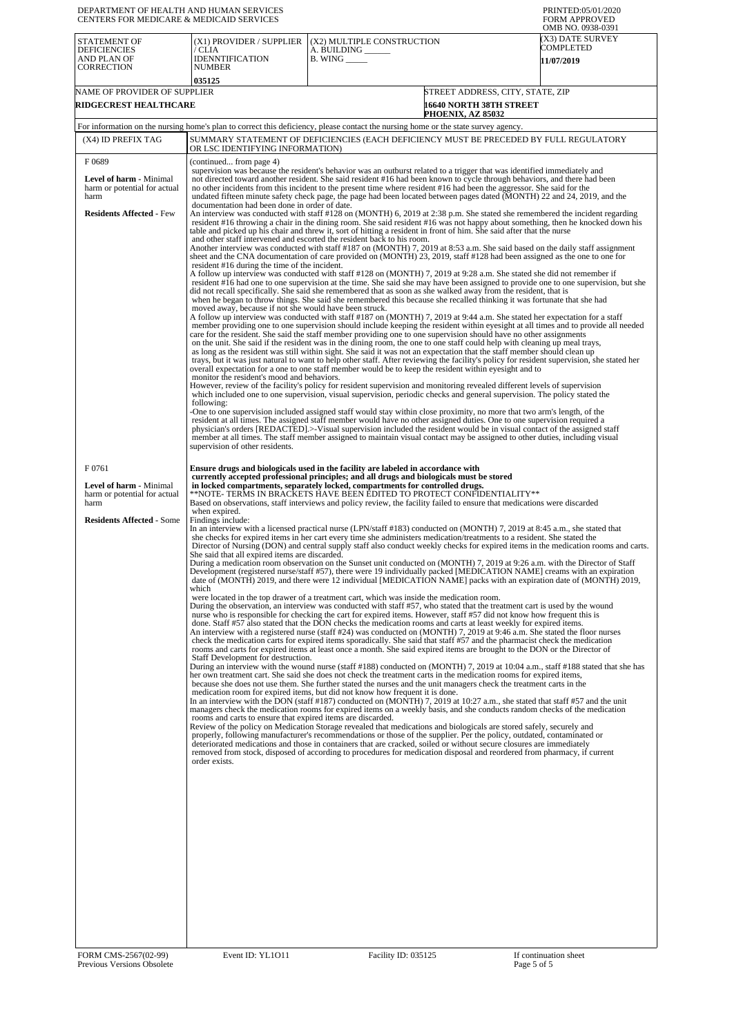DEPARTMENT OF HEALTH AND HUMAN SERVICES
CENTERS FOR MEDICARE & MEDICAID SERVICES

PRINTED:05/01/2020
FORM APPROVED
OMB NO. 0938-0391

| STATEMENT OF DEFICIENCIES AND PLAN OF CORRECTION | (X1) PROVIDER / SUPPLIER / CLIA IDENNTIFICATION NUMBER | (X2) MULTIPLE CONSTRUCTION | (X3) DATE SURVEY COMPLETED |
|---|---|---|---|
| | 035125 | A. BUILDING ______ B. WING _____ | 11/07/2019 |

| NAME OF PROVIDER OF SUPPLIER | STREET ADDRESS, CITY, STATE, ZIP |
|---|---|
| RIDGECREST HEALTHCARE | 16640 NORTH 38TH STREET PHOENIX, AZ 85032 |

For information on the nursing home's plan to correct this deficiency, please contact the nursing home or the state survey agency.

| (X4) ID PREFIX TAG | SUMMARY STATEMENT OF DEFICIENCIES (EACH DEFICIENCY MUST BE PRECEDED BY FULL REGULATORY OR LSC IDENTIFYING INFORMATION) |
|---|---|
| F 0689<br><br>**Level of harm** - Minimal harm or potential for actual harm<br><br>**Residents Affected** - Few | (continued... from page 4)<br>supervision was because the resident's behavior was an outburst related to a trigger that was identified immediately and not directed toward another resident. She said resident #16 had been known to cycle through behaviors, and there had been no other incidents from this incident to the present time where resident #16 had been the aggressor. She said for the undated fifteen minute safety check page, the page had been located between pages dated (MONTH) 22 and 24, 2019, and the documentation had been done in order of date.<br>An interview was conducted with staff #128 on (MONTH) 6, 2019 at 2:38 p.m. She stated she remembered the incident regarding resident #16 throwing a chair in the dining room. She said resident #16 was not happy about something, then he knocked down his table and picked up his chair and threw it, sort of hitting a resident in front of him. She said after that the nurse and other staff intervened and escorted the resident back to his room.<br>Another interview was conducted with staff #187 on (MONTH) 7, 2019 at 8:53 a.m. She said based on the daily staff assignment sheet and the CNA documentation of care provided on (MONTH) 23, 2019, staff #128 had been assigned as the one to one for resident #16 during the time of the incident.<br>A follow up interview was conducted with staff #128 on (MONTH) 7, 2019 at 9:28 a.m. She stated she did not remember if resident #16 had one to one supervision at the time. She said she may have been assigned to provide one to one supervision, but she did not recall specifically. She said she remembered that as soon as she walked away from the resident, that is when he began to throw things. She said she remembered this because she recalled thinking it was fortunate that she had moved away, because if not she would have been struck.<br>A follow up interview was conducted with staff #187 on (MONTH) 7, 2019 at 9:44 a.m. She stated her expectation for a staff member providing one to one supervision should include keeping the resident within eyesight at all times and to provide all needed care for the resident. She said the staff member providing one to one supervision should have no other assignments on the unit. She said if the resident was in the dining room, the one to one staff could help with cleaning up meal trays, as long as the resident was still within sight. She said it was not an expectation that the staff member should clean up trays, but it was just natural to want to help other staff. After reviewing the facility's policy for resident supervision, she stated her overall expectation for a one to one staff member would be to keep the resident within eyesight and to monitor the resident's mood and behaviors.<br>However, review of the facility's policy for resident supervision and monitoring revealed different levels of supervision which included one to one supervision, visual supervision, periodic checks and general supervision. The policy stated the following:<br>-One to one supervision included assigned staff would stay within close proximity, no more that two arm's length, of the resident at all times. The assigned staff member would have no other assigned duties. One to one supervision required a physician's orders [REDACTED].>-Visual supervision included the resident would be in visual contact of the assigned staff member at all times. The staff member assigned to maintain visual contact may be assigned to other duties, including visual supervision of other residents. |
| F 0761<br><br>**Level of harm** - Minimal harm or potential for actual harm<br><br>**Residents Affected** - Some | **Ensure drugs and biologicals used in the facility are labeled in accordance with currently accepted professional principles; and all drugs and biologicals must be stored in locked compartments, separately locked, compartments for controlled drugs.**<br>**NOTE- TERMS IN BRACKETS HAVE BEEN EDITED TO PROTECT CONFIDENTIALITY**<br>Based on observations, staff interviews and policy review, the facility failed to ensure that medications were discarded when expired.<br>Findings include:<br>In an interview with a licensed practical nurse (LPN/staff #183) conducted on (MONTH) 7, 2019 at 8:45 a.m., she stated that she checks for expired items in her cart every time she administers medication/treatments to a resident. She stated the Director of Nursing (DON) and central supply staff also conduct weekly checks for expired items in the medication rooms and carts. She said that all expired items are discarded.<br>During a medication room observation on the Sunset unit conducted on (MONTH) 7, 2019 at 9:26 a.m. with the Director of Staff Development (registered nurse/staff #57), there were 19 individually packed [MEDICATION NAME] creams with an expiration date of (MONTH) 2019, and there were 12 individual [MEDICATION NAME] packs with an expiration date of (MONTH) 2019, which were located in the top drawer of a treatment cart, which was inside the medication room.<br>During the observation, an interview was conducted with staff #57, who stated that the treatment cart is used by the wound nurse who is responsible for checking the cart for expired items. However, staff #57 did not know how frequent this is done. Staff #57 also stated that the DON checks the medication rooms and carts at least weekly for expired items.<br>An interview with a registered nurse (staff #24) was conducted on (MONTH) 7, 2019 at 9:46 a.m. She stated the floor nurses check the medication carts for expired items sporadically. She said that staff #57 and the pharmacist check the medication rooms and carts for expired items at least once a month. She said expired items are brought to the DON or the Director of Staff Development for destruction.<br>During an interview with the wound nurse (staff #188) conducted on (MONTH) 7, 2019 at 10:04 a.m., staff #188 stated that she has her own treatment cart. She said she does not check the treatment carts in the medication rooms for expired items, because she does not use them. She further stated the nurses and the unit managers check the treatment carts in the medication room for expired items, but did not know how frequent it is done.<br>In an interview with the DON (staff #187) conducted on (MONTH) 7, 2019 at 10:27 a.m., she stated that staff #57 and the unit managers check the medication rooms for expired items on a weekly basis, and she conducts random checks of the medication rooms and carts to ensure that expired items are discarded.<br>Review of the policy on Medication Storage revealed that medications and biologicals are stored safely, securely and properly, following manufacturer's recommendations or those of the supplier. Per the policy, outdated, contaminated or deteriorated medications and those in containers that are cracked, soiled or without secure closures are immediately removed from stock, disposed of according to procedures for medication disposal and reordered from pharmacy, if current order exists. |

FORM CMS-2567(02-99) Previous Versions Obsolete | Event ID: YL1O11 | Facility ID: 035125 | If continuation sheet